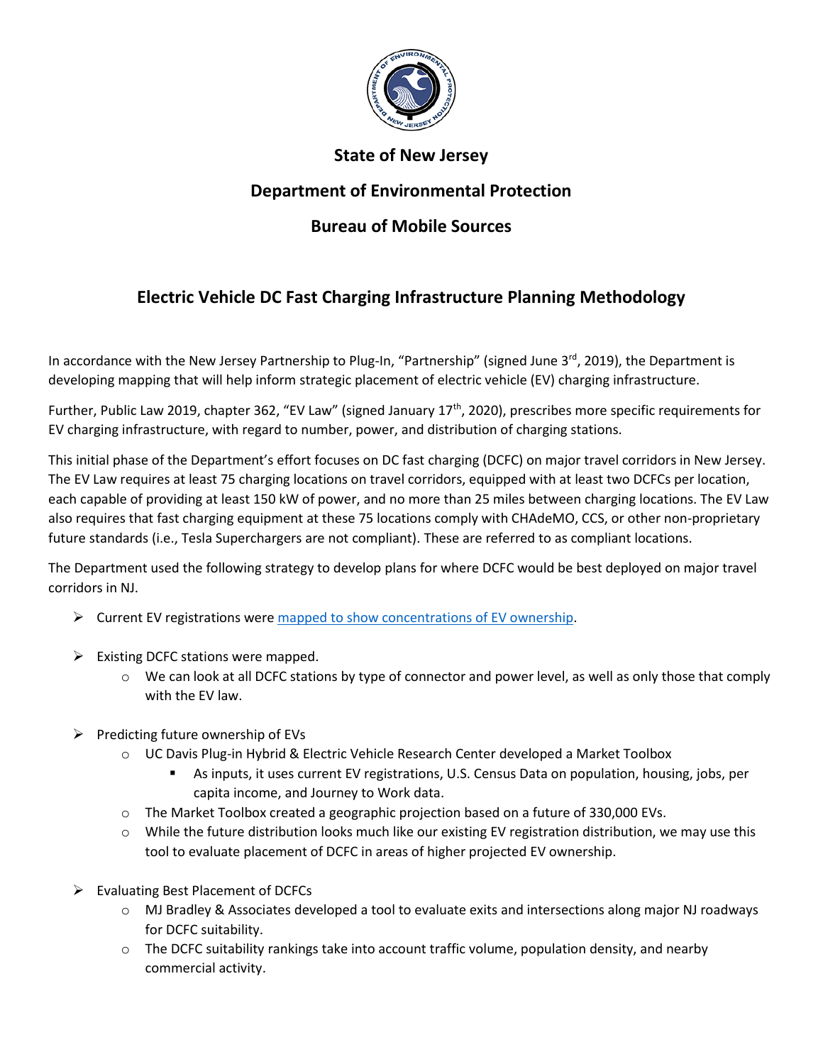# State of New Jersey

## Department of Environmental Protection

## Bureau of Mobile Sources

### Electric Vehicle DC Fast Charging Infrastructure Planning Methodology

In accordance with the New Jersey Partnership to Plug-In, "Partnership" (signed June 3rd, 2019), the Department is developing mapping that will help inform strategic placement of electric vehicle (EV) charging infrastructure.

Further, Public Law 2019, chapter 362, "EV Law" (signed January 17th, 2020), prescribes more specific requirements for EV charging infrastructure, with regard to number, power, and distribution of charging stations.

This initial phase of the Department's effort focuses on DC fast charging (DCFC) on major travel corridors in New Jersey. The EV Law requires at least 75 charging locations on travel corridors, equipped with at least two DCFCs per location, each capable of providing at least 150 kW of power, and no more than 25 miles between charging locations. The EV Law also requires that fast charging equipment at these 75 locations comply with CHAdeMO, CCS, or other non-proprietary future standards (i.e., Tesla Superchargers are not compliant). These are referred to as compliant locations.

The Department used the following strategy to develop plans for where DCFC would be best deployed on major travel corridors in NJ.

- Current EV registrations were [mapped to show concentrations of EV ownership](#).

- Existing DCFC stations were mapped.
  - We can look at all DCFC stations by type of connector and power level, as well as only those that comply with the EV law.

- Predicting future ownership of EVs
  - UC Davis Plug-in Hybrid & Electric Vehicle Research Center developed a Market Toolbox
    - As inputs, it uses current EV registrations, U.S. Census Data on population, housing, jobs, per capita income, and Journey to Work data.
  - The Market Toolbox created a geographic projection based on a future of 330,000 EVs.
  - While the future distribution looks much like our existing EV registration distribution, we may use this tool to evaluate placement of DCFC in areas of higher projected EV ownership.

- Evaluating Best Placement of DCFCs
  - MJ Bradley & Associates developed a tool to evaluate exits and intersections along major NJ roadways for DCFC suitability.
  - The DCFC suitability rankings take into account traffic volume, population density, and nearby commercial activity.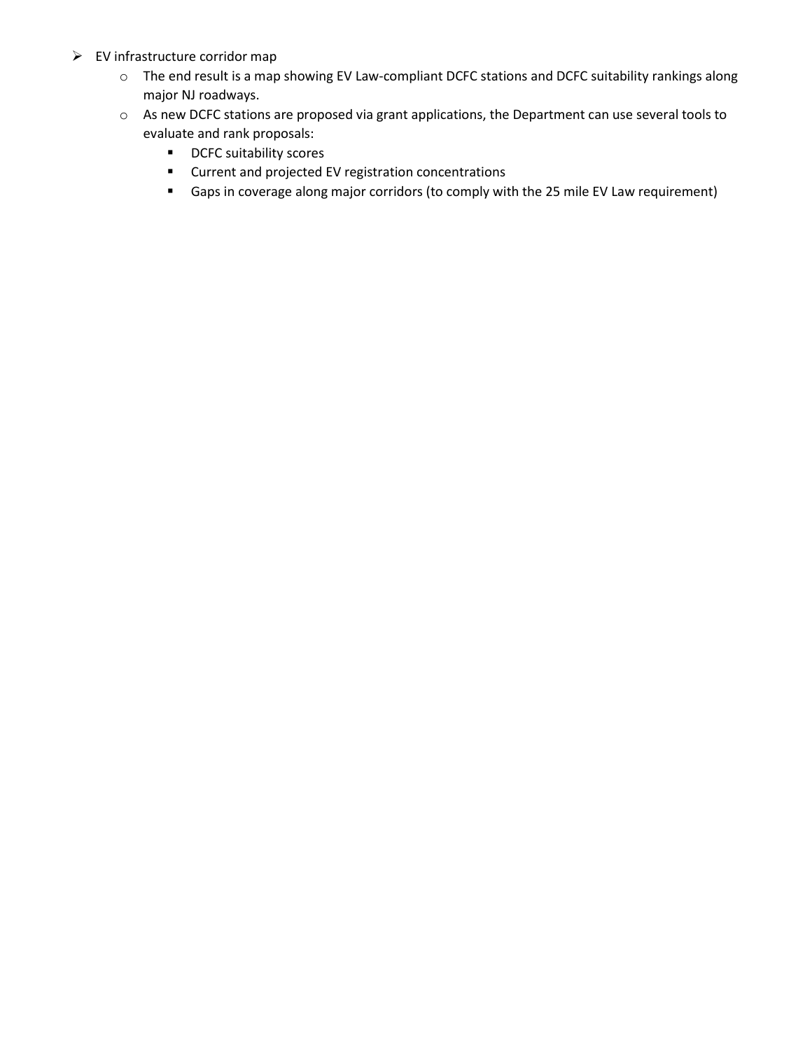- EV infrastructure corridor map
  - The end result is a map showing EV Law-compliant DCFC stations and DCFC suitability rankings along major NJ roadways.
  - As new DCFC stations are proposed via grant applications, the Department can use several tools to evaluate and rank proposals:
    - DCFC suitability scores
    - Current and projected EV registration concentrations
    - Gaps in coverage along major corridors (to comply with the 25 mile EV Law requirement)